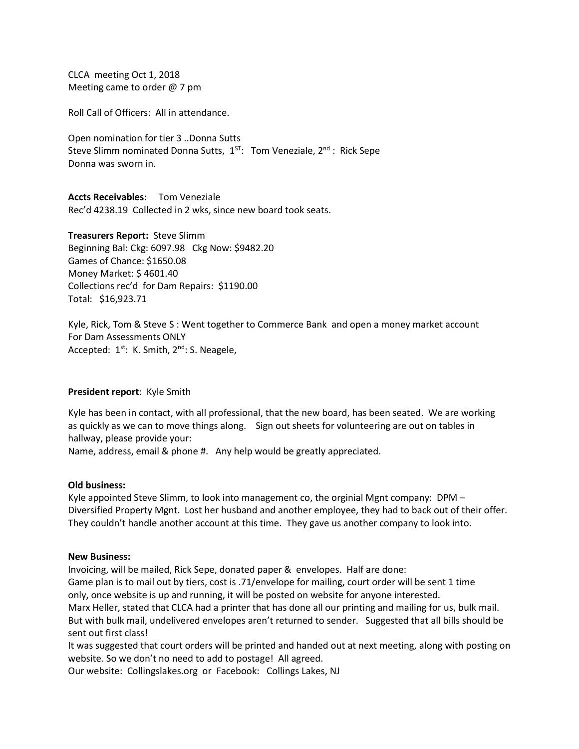CLCA meeting Oct 1, 2018
Meeting came to order @ 7 pm

Roll Call of Officers: All in attendance.

Open nomination for tier 3 ..Donna Sutts
Steve Slimm nominated Donna Sutts, 1[ST]: Tom Veneziale, 2[nd] : Rick Sepe
Donna was sworn in.

**Accts Receivables**: Tom Veneziale
Rec'd 4238.19 Collected in 2 wks, since new board took seats.

**Treasurers Report:** Steve Slimm
Beginning Bal: Ckg: 6097.98 Ckg Now: $9482.20
Games of Chance: $1650.08
Money Market: $ 4601.40
Collections rec'd for Dam Repairs: $1190.00
Total: $16,923.71

Kyle, Rick, Tom & Steve S : Went together to Commerce Bank and open a money market account
For Dam Assessments ONLY
Accepted: 1[st]: K. Smith, 2[nd]: S. Neagele,

**President report**: Kyle Smith

Kyle has been in contact, with all professional, that the new board, has been seated. We are working as quickly as we can to move things along. Sign out sheets for volunteering are out on tables in hallway, please provide your:
Name, address, email & phone #. Any help would be greatly appreciated.

**Old business:**
Kyle appointed Steve Slimm, to look into management co, the orginial Mgnt company: DPM – Diversified Property Mgnt. Lost her husband and another employee, they had to back out of their offer. They couldn't handle another account at this time. They gave us another company to look into.

**New Business:**
Invoicing, will be mailed, Rick Sepe, donated paper & envelopes. Half are done:
Game plan is to mail out by tiers, cost is .71/envelope for mailing, court order will be sent 1 time only, once website is up and running, it will be posted on website for anyone interested.
Marx Heller, stated that CLCA had a printer that has done all our printing and mailing for us, bulk mail. But with bulk mail, undelivered envelopes aren't returned to sender. Suggested that all bills should be sent out first class!
It was suggested that court orders will be printed and handed out at next meeting, along with posting on website. So we don't no need to add to postage! All agreed.
Our website: Collingslakes.org or Facebook: Collings Lakes, NJ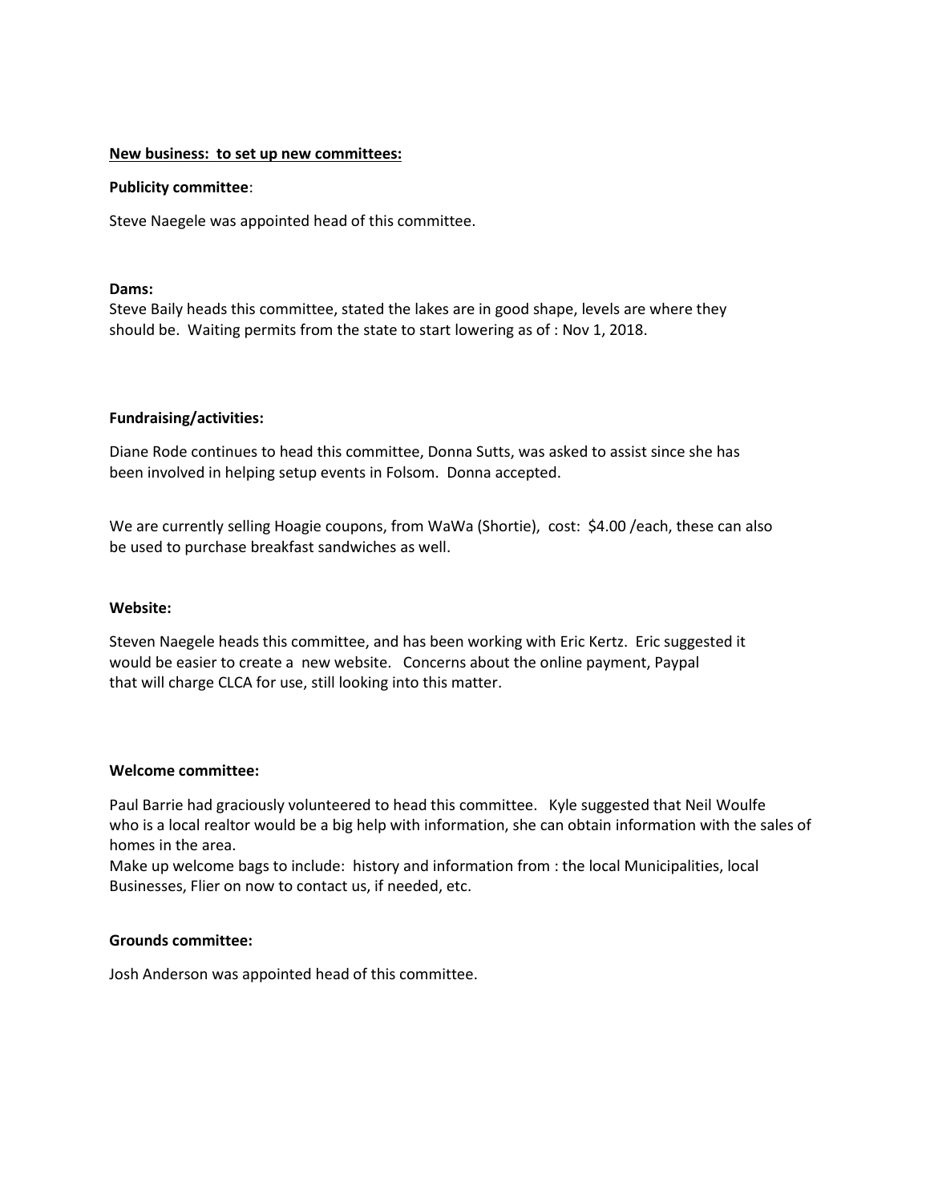**New business: to set up new committees:**

**Publicity committee**:

Steve Naegele was appointed head of this committee.

**Dams:**

Steve Baily heads this committee, stated the lakes are in good shape, levels are where they should be. Waiting permits from the state to start lowering as of : Nov 1, 2018.

**Fundraising/activities:**

Diane Rode continues to head this committee, Donna Sutts, was asked to assist since she has been involved in helping setup events in Folsom. Donna accepted.

We are currently selling Hoagie coupons, from WaWa (Shortie), cost: $4.00 /each, these can also be used to purchase breakfast sandwiches as well.

**Website:**

Steven Naegele heads this committee, and has been working with Eric Kertz. Eric suggested it would be easier to create a new website. Concerns about the online payment, Paypal that will charge CLCA for use, still looking into this matter.

**Welcome committee:**

Paul Barrie had graciously volunteered to head this committee. Kyle suggested that Neil Woulfe who is a local realtor would be a big help with information, she can obtain information with the sales of homes in the area.

Make up welcome bags to include: history and information from : the local Municipalities, local Businesses, Flier on now to contact us, if needed, etc.

**Grounds committee:**

Josh Anderson was appointed head of this committee.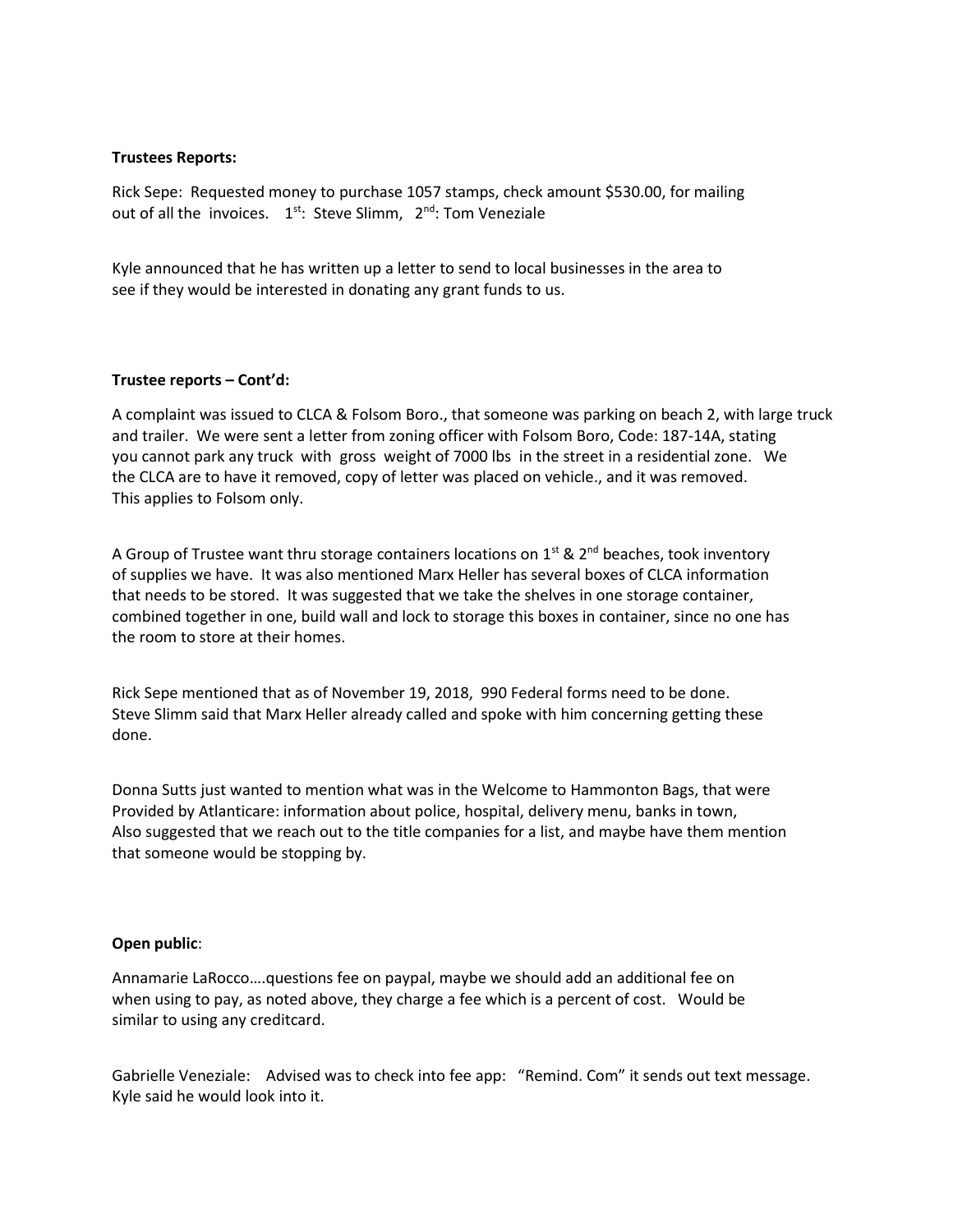**Trustees Reports:**

Rick Sepe: Requested money to purchase 1057 stamps, check amount $530.00, for mailing out of all the invoices. 1st: Steve Slimm, 2nd: Tom Veneziale

Kyle announced that he has written up a letter to send to local businesses in the area to see if they would be interested in donating any grant funds to us.

**Trustee reports – Cont'd:**

A complaint was issued to CLCA & Folsom Boro., that someone was parking on beach 2, with large truck and trailer. We were sent a letter from zoning officer with Folsom Boro, Code: 187-14A, stating you cannot park any truck with gross weight of 7000 lbs in the street in a residential zone. We the CLCA are to have it removed, copy of letter was placed on vehicle., and it was removed. This applies to Folsom only.

A Group of Trustee want thru storage containers locations on 1st & 2nd beaches, took inventory of supplies we have. It was also mentioned Marx Heller has several boxes of CLCA information that needs to be stored. It was suggested that we take the shelves in one storage container, combined together in one, build wall and lock to storage this boxes in container, since no one has the room to store at their homes.

Rick Sepe mentioned that as of November 19, 2018, 990 Federal forms need to be done. Steve Slimm said that Marx Heller already called and spoke with him concerning getting these done.

Donna Sutts just wanted to mention what was in the Welcome to Hammonton Bags, that were Provided by Atlanticare: information about police, hospital, delivery menu, banks in town, Also suggested that we reach out to the title companies for a list, and maybe have them mention that someone would be stopping by.

**Open public**:

Annamarie LaRocco….questions fee on paypal, maybe we should add an additional fee on when using to pay, as noted above, they charge a fee which is a percent of cost. Would be similar to using any creditcard.

Gabrielle Veneziale: Advised was to check into fee app: "Remind. Com" it sends out text message. Kyle said he would look into it.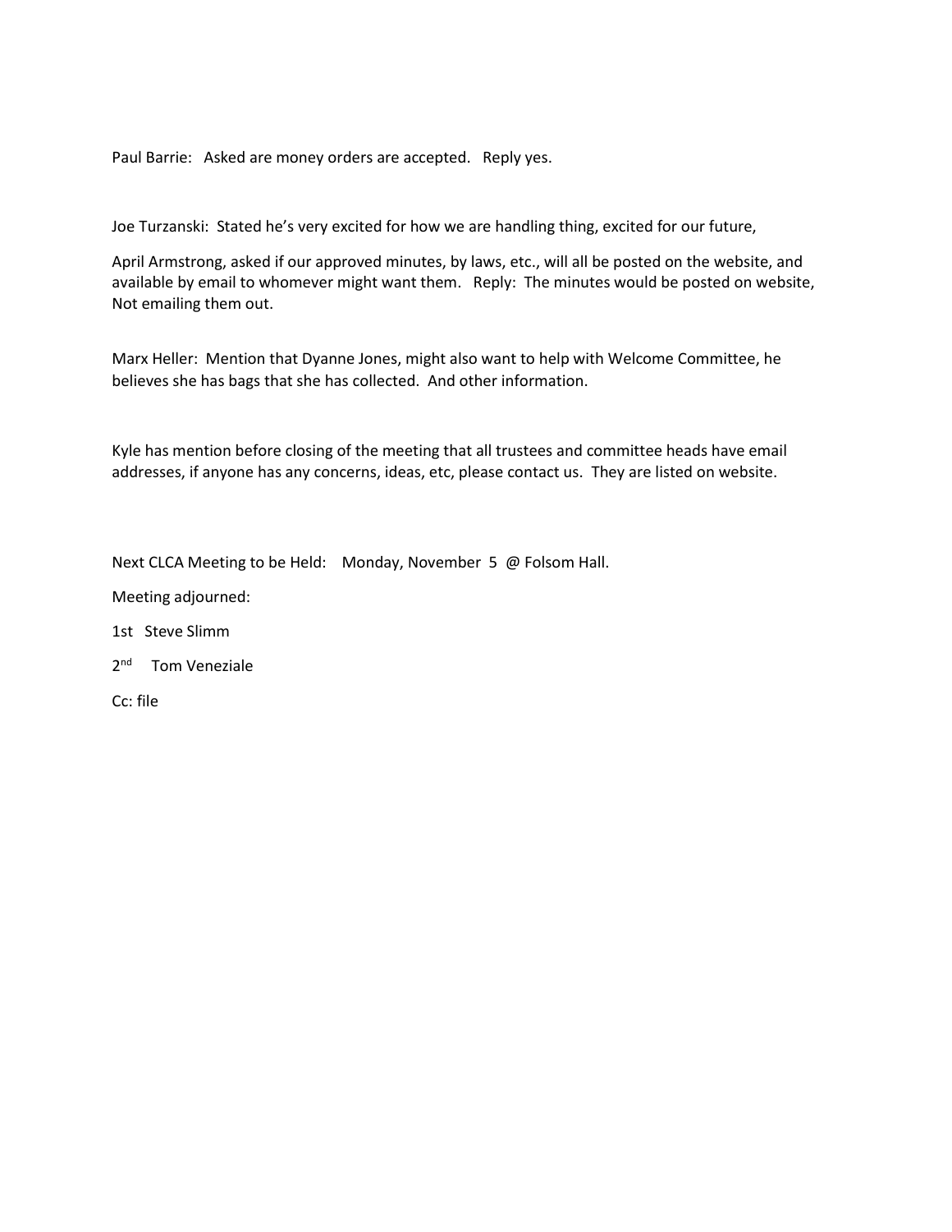Paul Barrie: Asked are money orders are accepted. Reply yes.

Joe Turzanski: Stated he's very excited for how we are handling thing, excited for our future,

April Armstrong, asked if our approved minutes, by laws, etc., will all be posted on the website, and available by email to whomever might want them. Reply: The minutes would be posted on website, Not emailing them out.

Marx Heller: Mention that Dyanne Jones, might also want to help with Welcome Committee, he believes she has bags that she has collected. And other information.

Kyle has mention before closing of the meeting that all trustees and committee heads have email addresses, if anyone has any concerns, ideas, etc, please contact us. They are listed on website.

Next CLCA Meeting to be Held: Monday, November 5 @ Folsom Hall.

Meeting adjourned:

1st Steve Slimm

2nd Tom Veneziale

Cc: file